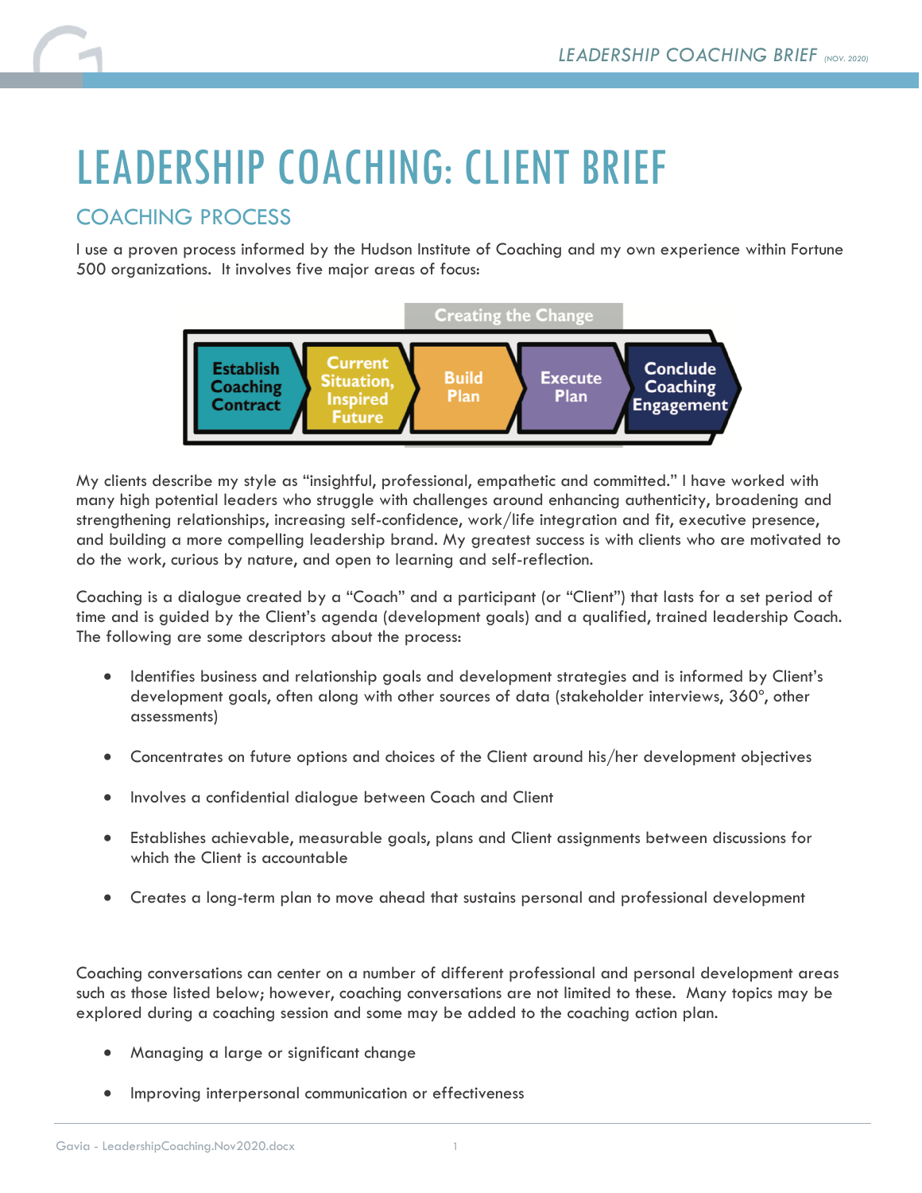# LEADERSHIP COACHING: CLIENT BRIEF

## COACHING PROCESS

I use a proven process informed by the Hudson Institute of Coaching and my own experience within Fortune 500 organizations. It involves five major areas of focus:

Creating the Change

Establish Coaching Contract → Current Situation, Inspired Future → Build Plan → Execute Plan → Conclude Coaching Engagement

My clients describe my style as "insightful, professional, empathetic and committed." I have worked with many high potential leaders who struggle with challenges around enhancing authenticity, broadening and strengthening relationships, increasing self-confidence, work/life integration and fit, executive presence, and building a more compelling leadership brand. My greatest success is with clients who are motivated to do the work, curious by nature, and open to learning and self-reflection.

Coaching is a dialogue created by a "Coach" and a participant (or "Client") that lasts for a set period of time and is guided by the Client's agenda (development goals) and a qualified, trained leadership Coach. The following are some descriptors about the process:

- Identifies business and relationship goals and development strategies and is informed by Client's development goals, often along with other sources of data (stakeholder interviews, 360°, other assessments)
- Concentrates on future options and choices of the Client around his/her development objectives
- Involves a confidential dialogue between Coach and Client
- Establishes achievable, measurable goals, plans and Client assignments between discussions for which the Client is accountable
- Creates a long-term plan to move ahead that sustains personal and professional development

Coaching conversations can center on a number of different professional and personal development areas such as those listed below; however, coaching conversations are not limited to these. Many topics may be explored during a coaching session and some may be added to the coaching action plan.

- Managing a large or significant change
- Improving interpersonal communication or effectiveness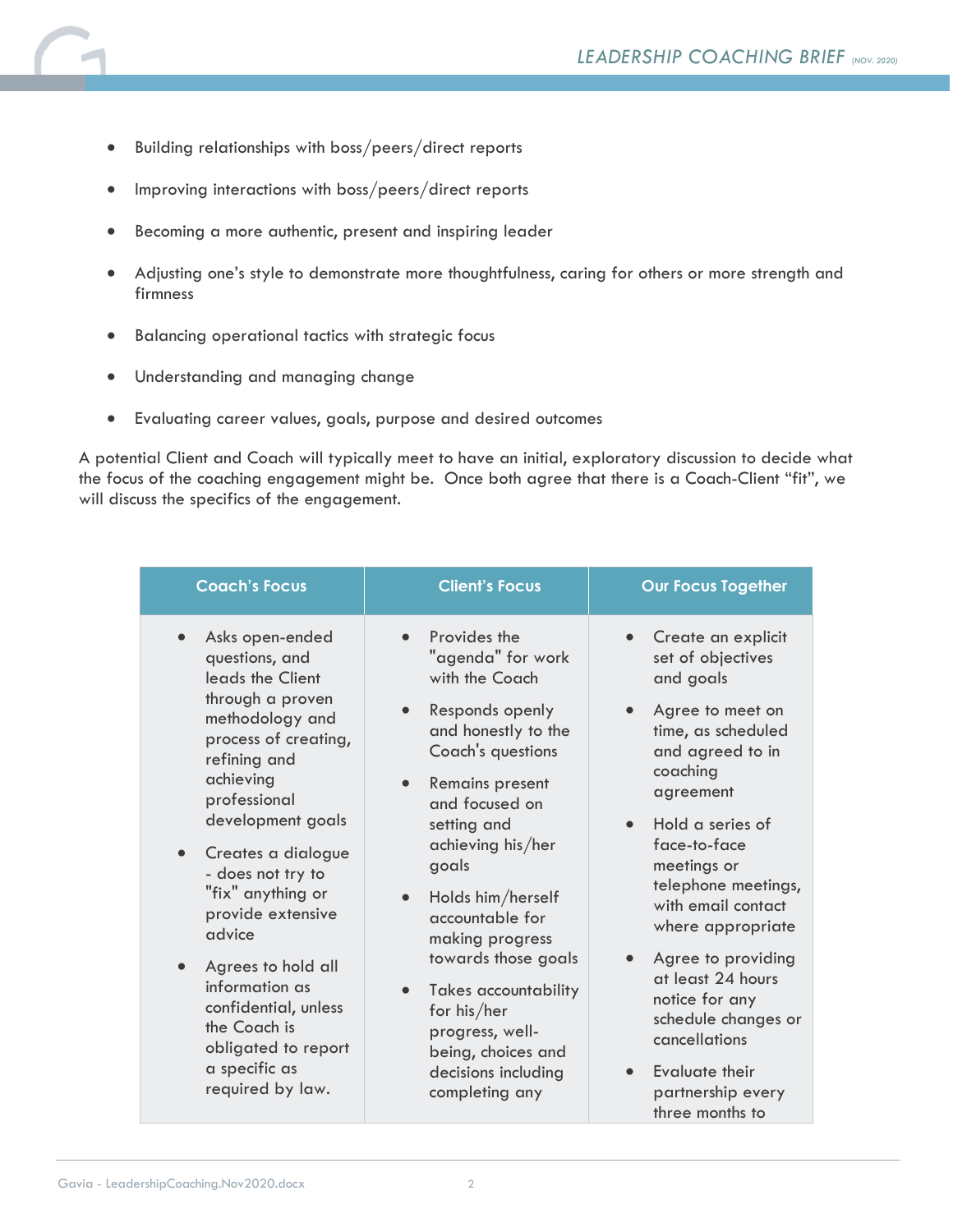- Building relationships with boss/peers/direct reports
- Improving interactions with boss/peers/direct reports
- Becoming a more authentic, present and inspiring leader
- Adjusting one's style to demonstrate more thoughtfulness, caring for others or more strength and firmness
- Balancing operational tactics with strategic focus
- Understanding and managing change
- Evaluating career values, goals, purpose and desired outcomes

A potential Client and Coach will typically meet to have an initial, exploratory discussion to decide what the focus of the coaching engagement might be. Once both agree that there is a Coach-Client "fit", we will discuss the specifics of the engagement.

| Coach's Focus | Client's Focus | Our Focus Together |
|---|---|---|
| • Asks open-ended questions, and leads the Client through a proven methodology and process of creating, refining and achieving professional development goals<br>• Creates a dialogue - does not try to "fix" anything or provide extensive advice<br>• Agrees to hold all information as confidential, unless the Coach is obligated to report a specific as required by law. | • Provides the "agenda" for work with the Coach<br>• Responds openly and honestly to the Coach's questions<br>• Remains present and focused on setting and achieving his/her goals<br>• Holds him/herself accountable for making progress towards those goals<br>• Takes accountability for his/her progress, well-being, choices and decisions including completing any | • Create an explicit set of objectives and goals<br>• Agree to meet on time, as scheduled and agreed to in coaching agreement<br>• Hold a series of face-to-face meetings or telephone meetings, with email contact where appropriate<br>• Agree to providing at least 24 hours notice for any schedule changes or cancellations<br>• Evaluate their partnership every three months to |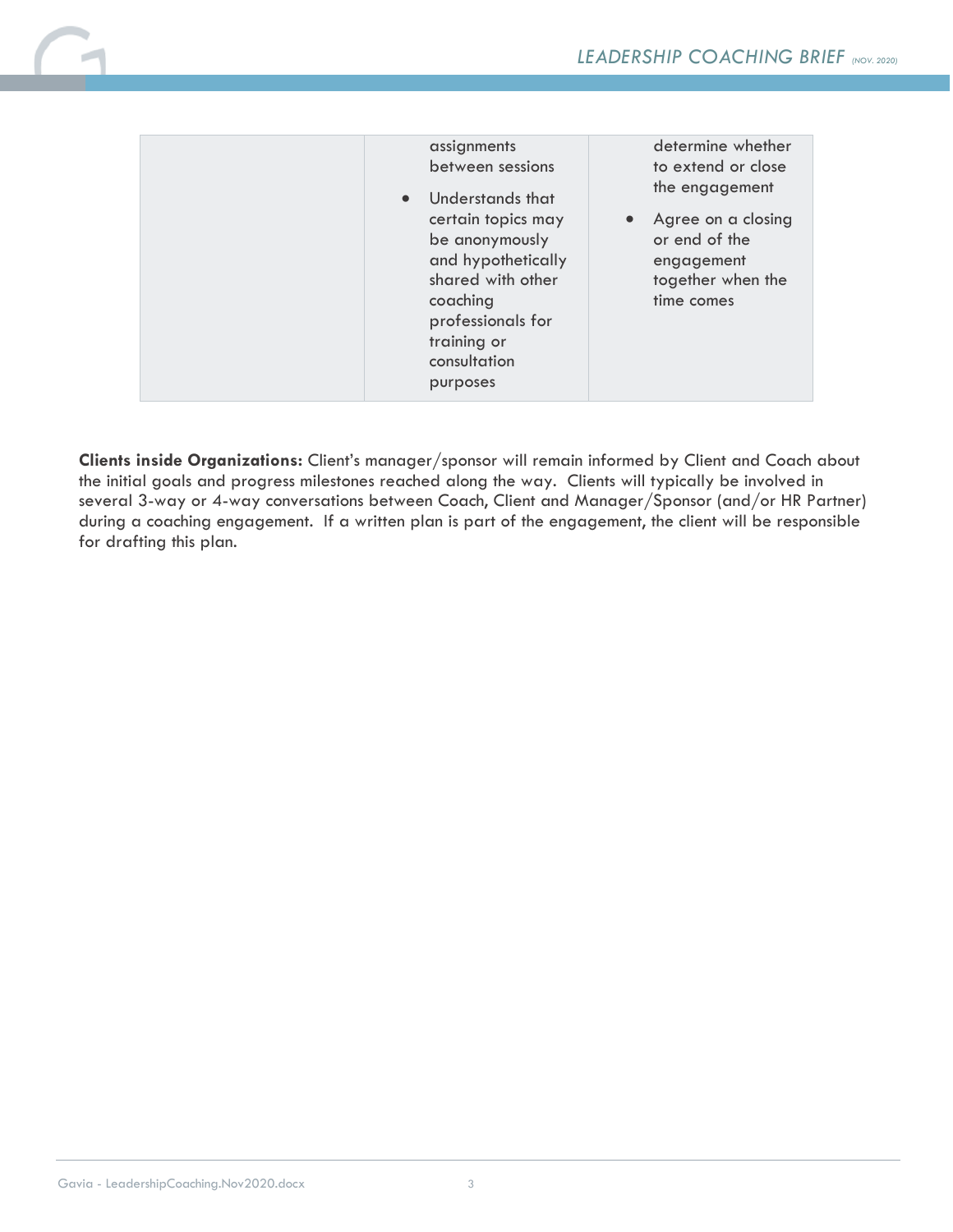| | | |
|---|---|---|
| | assignments between sessions<br>• Understands that certain topics may be anonymously and hypothetically shared with other coaching professionals for training or consultation purposes | determine whether to extend or close the engagement<br>• Agree on a closing or end of the engagement together when the time comes |

**Clients inside Organizations:** Client's manager/sponsor will remain informed by Client and Coach about the initial goals and progress milestones reached along the way. Clients will typically be involved in several 3-way or 4-way conversations between Coach, Client and Manager/Sponsor (and/or HR Partner) during a coaching engagement. If a written plan is part of the engagement, the client will be responsible for drafting this plan.